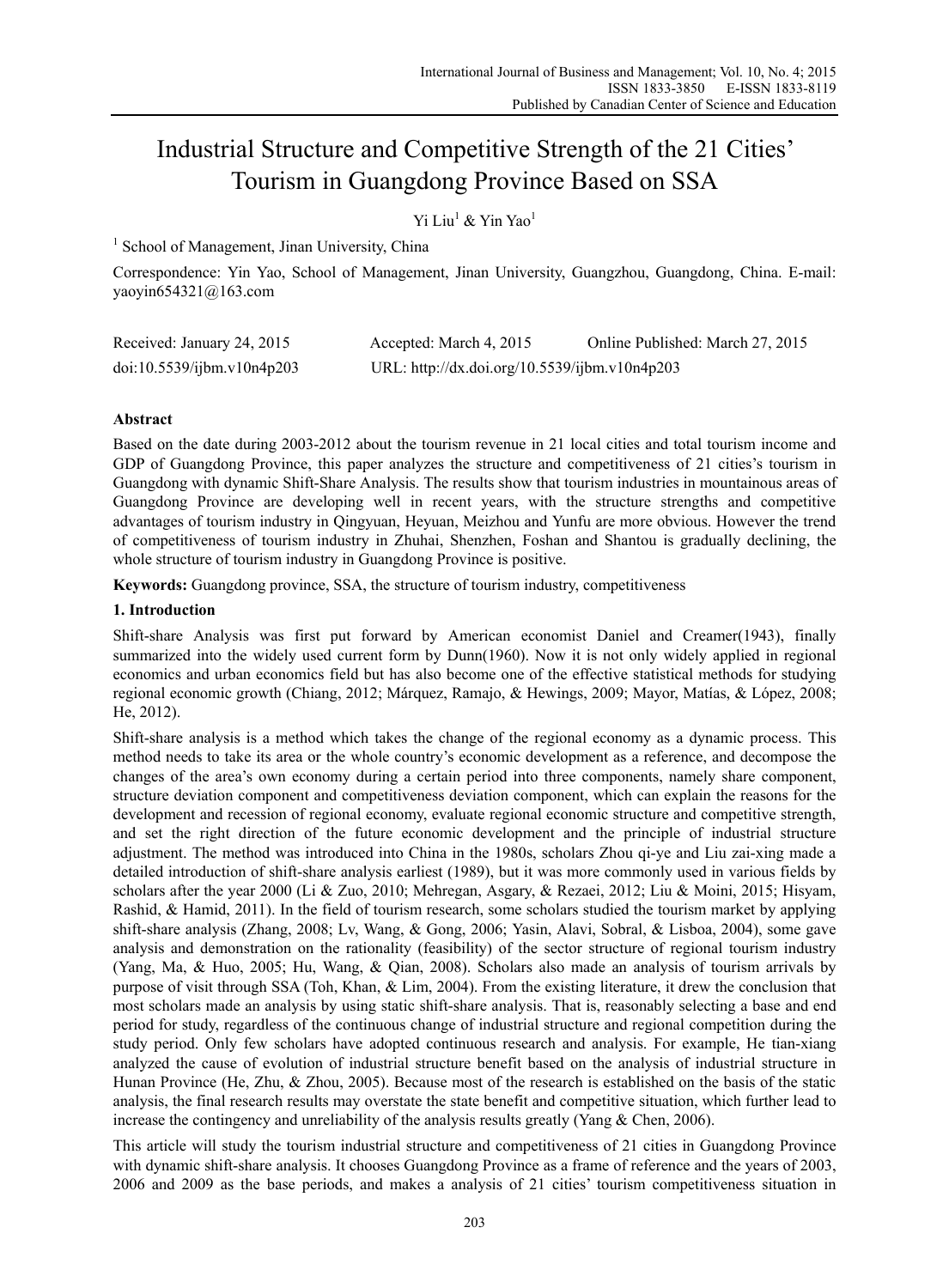# Industrial Structure and Competitive Strength of the 21 Cities' Tourism in Guangdong Province Based on SSA

Yi Liu[1] & Yin Yao[1]

[1] School of Management, Jinan University, China

Correspondence: Yin Yao, School of Management, Jinan University, Guangzhou, Guangdong, China. E-mail: yaoyin654321@163.com

Received: January 24, 2015 Accepted: March 4, 2015 Online Published: March 27, 2015

doi:10.5539/ijbm.v10n4p203 URL: http://dx.doi.org/10.5539/ijbm.v10n4p203

## Abstract

Based on the date during 2003-2012 about the tourism revenue in 21 local cities and total tourism income and GDP of Guangdong Province, this paper analyzes the structure and competitiveness of 21 cities's tourism in Guangdong with dynamic Shift-Share Analysis. The results show that tourism industries in mountainous areas of Guangdong Province are developing well in recent years, with the structure strengths and competitive advantages of tourism industry in Qingyuan, Heyuan, Meizhou and Yunfu are more obvious. However the trend of competitiveness of tourism industry in Zhuhai, Shenzhen, Foshan and Shantou is gradually declining, the whole structure of tourism industry in Guangdong Province is positive.

**Keywords:** Guangdong province, SSA, the structure of tourism industry, competitiveness

## 1. Introduction

Shift-share Analysis was first put forward by American economist Daniel and Creamer(1943), finally summarized into the widely used current form by Dunn(1960). Now it is not only widely applied in regional economics and urban economics field but has also become one of the effective statistical methods for studying regional economic growth (Chiang, 2012; Márquez, Ramajo, & Hewings, 2009; Mayor, Matías, & López, 2008; He, 2012).

Shift-share analysis is a method which takes the change of the regional economy as a dynamic process. This method needs to take its area or the whole country's economic development as a reference, and decompose the changes of the area's own economy during a certain period into three components, namely share component, structure deviation component and competitiveness deviation component, which can explain the reasons for the development and recession of regional economy, evaluate regional economic structure and competitive strength, and set the right direction of the future economic development and the principle of industrial structure adjustment. The method was introduced into China in the 1980s, scholars Zhou qi-ye and Liu zai-xing made a detailed introduction of shift-share analysis earliest (1989), but it was more commonly used in various fields by scholars after the year 2000 (Li & Zuo, 2010; Mehregan, Asgary, & Rezaei, 2012; Liu & Moini, 2015; Hisyam, Rashid, & Hamid, 2011). In the field of tourism research, some scholars studied the tourism market by applying shift-share analysis (Zhang, 2008; Lv, Wang, & Gong, 2006; Yasin, Alavi, Sobral, & Lisboa, 2004), some gave analysis and demonstration on the rationality (feasibility) of the sector structure of regional tourism industry (Yang, Ma, & Huo, 2005; Hu, Wang, & Qian, 2008). Scholars also made an analysis of tourism arrivals by purpose of visit through SSA (Toh, Khan, & Lim, 2004). From the existing literature, it drew the conclusion that most scholars made an analysis by using static shift-share analysis. That is, reasonably selecting a base and end period for study, regardless of the continuous change of industrial structure and regional competition during the study period. Only few scholars have adopted continuous research and analysis. For example, He tian-xiang analyzed the cause of evolution of industrial structure benefit based on the analysis of industrial structure in Hunan Province (He, Zhu, & Zhou, 2005). Because most of the research is established on the basis of the static analysis, the final research results may overstate the state benefit and competitive situation, which further lead to increase the contingency and unreliability of the analysis results greatly (Yang & Chen, 2006).

This article will study the tourism industrial structure and competitiveness of 21 cities in Guangdong Province with dynamic shift-share analysis. It chooses Guangdong Province as a frame of reference and the years of 2003, 2006 and 2009 as the base periods, and makes a analysis of 21 cities' tourism competitiveness situation in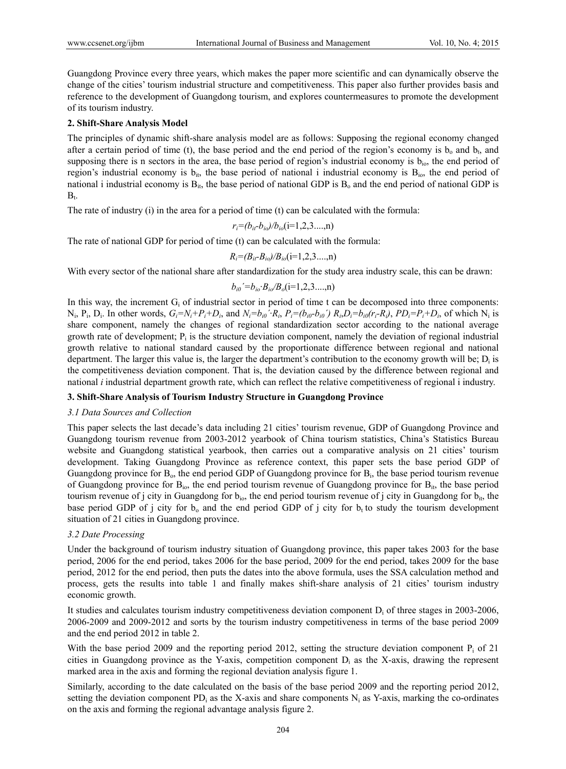Guangdong Province every three years, which makes the paper more scientific and can dynamically observe the change of the cities' tourism industrial structure and competitiveness. This paper also further provides basis and reference to the development of Guangdong tourism, and explores countermeasures to promote the development of its tourism industry.

## 2. Shift-Share Analysis Model

The principles of dynamic shift-share analysis model are as follows: Supposing the regional economy changed after a certain period of time (t), the base period and the end period of the region's economy is $b_o$ and $b_t$, and supposing there is n sectors in the area, the base period of region's industrial economy is $b_{io}$, the end period of region's industrial economy is $b_{it}$, the base period of national i industrial economy is $B_{io}$, the end period of national i industrial economy is $B_{it}$, the base period of national GDP is $B_o$ and the end period of national GDP is $B_t$.

The rate of industry (i) in the area for a period of time (t) can be calculated with the formula:

$$r_i=(b_{it}-b_{io})/b_{io}(i=1,2,3....,n)$$

The rate of national GDP for period of time (t) can be calculated with the formula:

$$R_i=(B_{it}-B_{io})/B_{io}(i=1,2,3....,n)$$

With every sector of the national share after standardization for the study area industry scale, this can be drawn:

$$b_{i0}'=b_{io}\cdot B_{io}/B_o(i=1,2,3....,n)$$

In this way, the increment $G_i$ of industrial sector in period of time t can be decomposed into three components: $N_i$, $P_i$, $D_i$. In other words, $G_i=N_i+P_i+D_i$, and $N_i=b_{i0}'\cdot R_i$, $P_i=(b_{i0}-b_{i0}')\,R_i$, $D_i=b_{i0}(r_i-R_i)$, $PD_i=P_i+D_i$, of which $N_i$ is share component, namely the changes of regional standardization sector according to the national average growth rate of development; $P_i$ is the structure deviation component, namely the deviation of regional industrial growth relative to national standard caused by the proportionate difference between regional and national department. The larger this value is, the larger the department's contribution to the economy growth will be; $D_i$ is the competitiveness deviation component. That is, the deviation caused by the difference between regional and national *i* industrial department growth rate, which can reflect the relative competitiveness of regional i industry.

## 3. Shift-Share Analysis of Tourism Industry Structure in Guangdong Province

### *3.1 Data Sources and Collection*

This paper selects the last decade's data including 21 cities' tourism revenue, GDP of Guangdong Province and Guangdong tourism revenue from 2003-2012 yearbook of China tourism statistics, China's Statistics Bureau website and Guangdong statistical yearbook, then carries out a comparative analysis on 21 cities' tourism development. Taking Guangdong Province as reference context, this paper sets the base period GDP of Guangdong province for $B_o$, the end period GDP of Guangdong province for $B_i$, the base period tourism revenue of Guangdong province for $B_{io}$, the end period tourism revenue of Guangdong province for $B_{it}$, the base period tourism revenue of j city in Guangdong for $b_{io}$, the end period tourism revenue of j city in Guangdong for $b_{it}$, the base period GDP of j city for $b_o$ and the end period GDP of j city for $b_t$ to study the tourism development situation of 21 cities in Guangdong province.

### *3.2 Date Processing*

Under the background of tourism industry situation of Guangdong province, this paper takes 2003 for the base period, 2006 for the end period, takes 2006 for the base period, 2009 for the end period, takes 2009 for the base period, 2012 for the end period, then puts the dates into the above formula, uses the SSA calculation method and process, gets the results into table 1 and finally makes shift-share analysis of 21 cities' tourism industry economic growth.

It studies and calculates tourism industry competitiveness deviation component $D_i$ of three stages in 2003-2006, 2006-2009 and 2009-2012 and sorts by the tourism industry competitiveness in terms of the base period 2009 and the end period 2012 in table 2.

With the base period 2009 and the reporting period 2012, setting the structure deviation component $P_i$ of 21 cities in Guangdong province as the Y-axis, competition component $D_i$ as the X-axis, drawing the represent marked area in the axis and forming the regional deviation analysis figure 1.

Similarly, according to the date calculated on the basis of the base period 2009 and the reporting period 2012, setting the deviation component $PD_i$ as the X-axis and share components $N_i$ as Y-axis, marking the co-ordinates on the axis and forming the regional advantage analysis figure 2.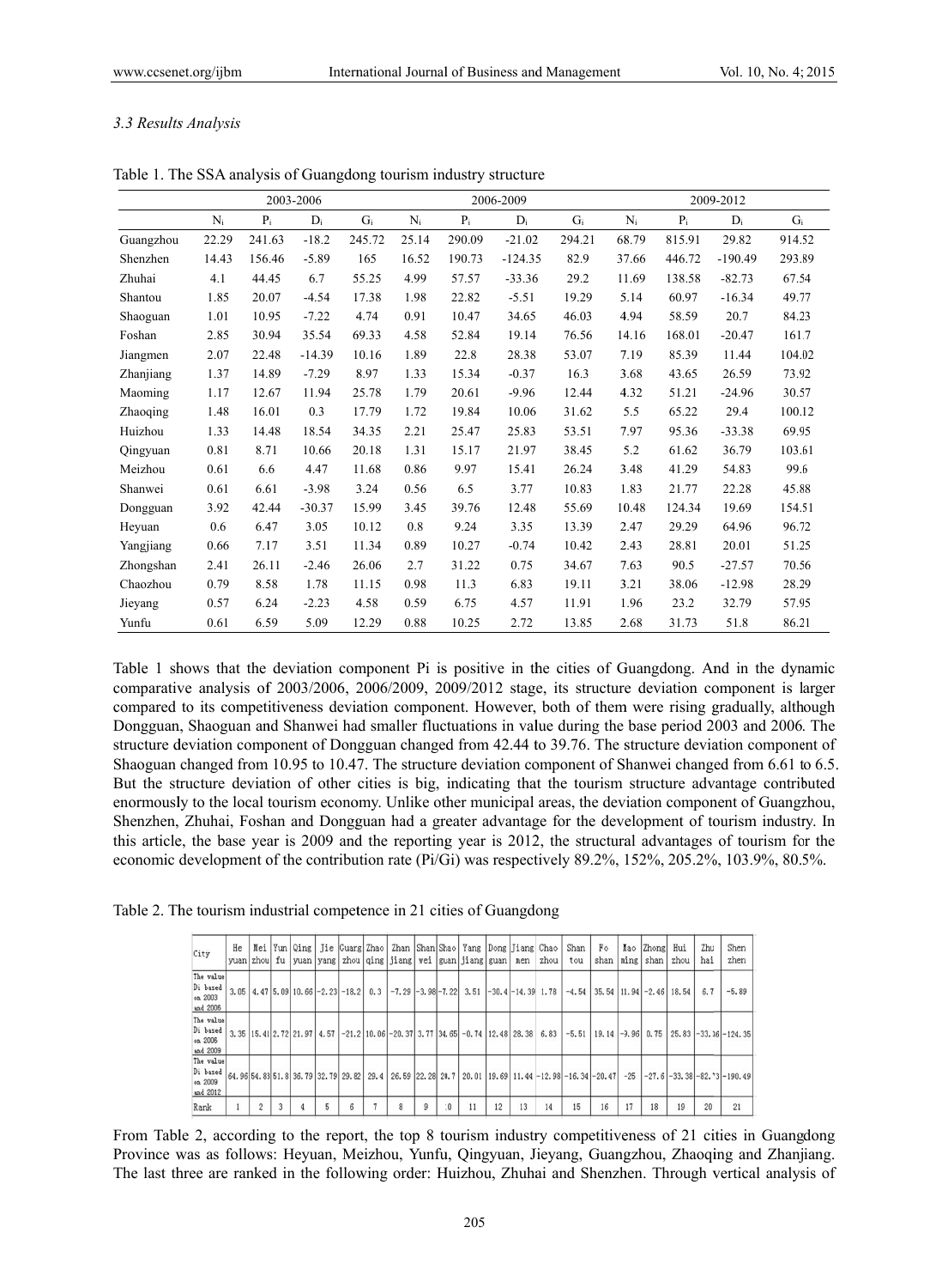*3.3 Results Analysis*

Table 1. The SSA analysis of Guangdong tourism industry structure

| | 2003-2006 | | | | 2006-2009 | | | | 2009-2012 | | | |
|---|---|---|---|---|---|---|---|---|---|---|---|---|
| | $N_i$ | $P_i$ | $D_i$ | $G_i$ | $N_i$ | $P_i$ | $D_i$ | $G_i$ | $N_i$ | $P_i$ | $D_i$ | $G_i$ |
| Guangzhou | 22.29 | 241.63 | -18.2 | 245.72 | 25.14 | 290.09 | -21.02 | 294.21 | 68.79 | 815.91 | 29.82 | 914.52 |
| Shenzhen | 14.43 | 156.46 | -5.89 | 165 | 16.52 | 190.73 | -124.35 | 82.9 | 37.66 | 446.72 | -190.49 | 293.89 |
| Zhuhai | 4.1 | 44.45 | 6.7 | 55.25 | 4.99 | 57.57 | -33.36 | 29.2 | 11.69 | 138.58 | -82.73 | 67.54 |
| Shantou | 1.85 | 20.07 | -4.54 | 17.38 | 1.98 | 22.82 | -5.51 | 19.29 | 5.14 | 60.97 | -16.34 | 49.77 |
| Shaoguan | 1.01 | 10.95 | -7.22 | 4.74 | 0.91 | 10.47 | 34.65 | 46.03 | 4.94 | 58.59 | 20.7 | 84.23 |
| Foshan | 2.85 | 30.94 | 35.54 | 69.33 | 4.58 | 52.84 | 19.14 | 76.56 | 14.16 | 168.01 | -20.47 | 161.7 |
| Jiangmen | 2.07 | 22.48 | -14.39 | 10.16 | 1.89 | 22.8 | 28.38 | 53.07 | 7.19 | 85.39 | 11.44 | 104.02 |
| Zhanjiang | 1.37 | 14.89 | -7.29 | 8.97 | 1.33 | 15.34 | -0.37 | 16.3 | 3.68 | 43.65 | 26.59 | 73.92 |
| Maoming | 1.17 | 12.67 | 11.94 | 25.78 | 1.79 | 20.61 | -9.96 | 12.44 | 4.32 | 51.21 | -24.96 | 30.57 |
| Zhaoqing | 1.48 | 16.01 | 0.3 | 17.79 | 1.72 | 19.84 | 10.06 | 31.62 | 5.5 | 65.22 | 29.4 | 100.12 |
| Huizhou | 1.33 | 14.48 | 18.54 | 34.35 | 2.21 | 25.47 | 25.83 | 53.51 | 7.97 | 95.36 | -33.38 | 69.95 |
| Qingyuan | 0.81 | 8.71 | 10.66 | 20.18 | 1.31 | 15.17 | 21.97 | 38.45 | 5.2 | 61.62 | 36.79 | 103.61 |
| Meizhou | 0.61 | 6.6 | 4.47 | 11.68 | 0.86 | 9.97 | 15.41 | 26.24 | 3.48 | 41.29 | 54.83 | 99.6 |
| Shanwei | 0.61 | 6.61 | -3.98 | 3.24 | 0.56 | 6.5 | 3.77 | 10.83 | 1.83 | 21.77 | 22.28 | 45.88 |
| Dongguan | 3.92 | 42.44 | -30.37 | 15.99 | 3.45 | 39.76 | 12.48 | 55.69 | 10.48 | 124.34 | 19.69 | 154.51 |
| Heyuan | 0.6 | 6.47 | 3.05 | 10.12 | 0.8 | 9.24 | 3.35 | 13.39 | 2.47 | 29.29 | 64.96 | 96.72 |
| Yangjiang | 0.66 | 7.17 | 3.51 | 11.34 | 0.89 | 10.27 | -0.74 | 10.42 | 2.43 | 28.81 | 20.01 | 51.25 |
| Zhongshan | 2.41 | 26.11 | -2.46 | 26.06 | 2.7 | 31.22 | 0.75 | 34.67 | 7.63 | 90.5 | -27.57 | 70.56 |
| Chaozhou | 0.79 | 8.58 | 1.78 | 11.15 | 0.98 | 11.3 | 6.83 | 19.11 | 3.21 | 38.06 | -12.98 | 28.29 |
| Jieyang | 0.57 | 6.24 | -2.23 | 4.58 | 0.59 | 6.75 | 4.57 | 11.91 | 1.96 | 23.2 | 32.79 | 57.95 |
| Yunfu | 0.61 | 6.59 | 5.09 | 12.29 | 0.88 | 10.25 | 2.72 | 13.85 | 2.68 | 31.73 | 51.8 | 86.21 |

Table 1 shows that the deviation component Pi is positive in the cities of Guangdong. And in the dynamic comparative analysis of 2003/2006, 2006/2009, 2009/2012 stage, its structure deviation component is larger compared to its competitiveness deviation component. However, both of them were rising gradually, although Dongguan, Shaoguan and Shanwei had smaller fluctuations in value during the base period 2003 and 2006. The structure deviation component of Dongguan changed from 42.44 to 39.76. The structure deviation component of Shaoguan changed from 10.95 to 10.47. The structure deviation component of Shanwei changed from 6.61 to 6.5. But the structure deviation of other cities is big, indicating that the tourism structure advantage contributed enormously to the local tourism economy. Unlike other municipal areas, the deviation component of Guangzhou, Shenzhen, Zhuhai, Foshan and Dongguan had a greater advantage for the development of tourism industry. In this article, the base year is 2009 and the reporting year is 2012, the structural advantages of tourism for the economic development of the contribution rate (Pi/Gi) was respectively 89.2%, 152%, 205.2%, 103.9%, 80.5%.

Table 2. The tourism industrial competence in 21 cities of Guangdong

| City | Heyuan | Meizhou | Yunfu | Qingyuan | Jieyang | Guangzhou | Zhaoqing | Zhanjiang | Shanwei | Shaoguan | Yangjiang | Dongguan | Jiangmen | Chaozhou | Shantou | Foshan | Maoming | Zhongshan | Huizhou | Zhuhai | Shenzhen |
|---|---|---|---|---|---|---|---|---|---|---|---|---|---|---|---|---|---|---|---|---|---|
| The value Di based on 2003 and 2006 | 3.05 | 4.47 | 5.09 | 10.66 | -2.23 | -18.2 | 0.3 | -7.29 | -3.98 | -7.22 | 3.51 | -30.4 | -14.39 | 1.78 | -4.54 | 35.54 | 11.94 | -2.46 | 18.54 | 6.7 | -5.89 |
| The value Di based on 2006 and 2009 | 3.35 | 15.41 | 2.72 | 21.97 | 4.57 | -21.2 | 10.06 | -20.37 | 3.77 | 34.65 | -0.74 | 12.48 | 28.38 | 6.83 | -5.51 | 19.14 | -9.96 | 0.75 | 25.83 | -33.36 | -124.35 |
| The value Di based on 2009 and 2012 | 64.96 | 54.83 | 51.8 | 36.79 | 32.79 | 29.82 | 29.4 | 26.59 | 22.28 | 20.7 | 20.01 | 19.69 | 11.44 | -12.98 | -16.34 | -20.47 | -25 | -27.6 | -33.38 | -82.73 | -190.49 |
| Rank | 1 | 2 | 3 | 4 | 5 | 6 | 7 | 8 | 9 | 10 | 11 | 12 | 13 | 14 | 15 | 16 | 17 | 18 | 19 | 20 | 21 |

From Table 2, according to the report, the top 8 tourism industry competitiveness of 21 cities in Guangdong Province was as follows: Heyuan, Meizhou, Yunfu, Qingyuan, Jieyang, Guangzhou, Zhaoqing and Zhanjiang. The last three are ranked in the following order: Huizhou, Zhuhai and Shenzhen. Through vertical analysis of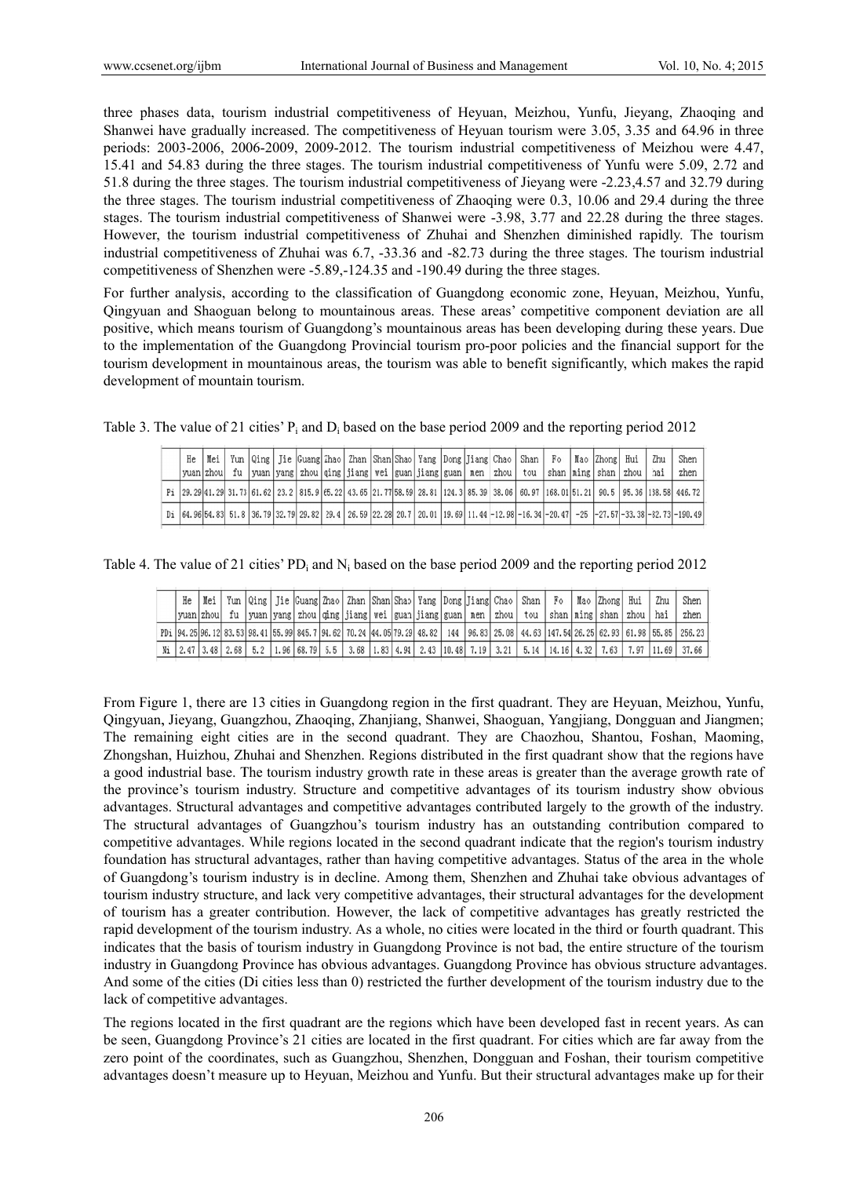three phases data, tourism industrial competitiveness of Heyuan, Meizhou, Yunfu, Jieyang, Zhaoqing and Shanwei have gradually increased. The competitiveness of Heyuan tourism were 3.05, 3.35 and 64.96 in three periods: 2003-2006, 2006-2009, 2009-2012. The tourism industrial competitiveness of Meizhou were 4.47, 15.41 and 54.83 during the three stages. The tourism industrial competitiveness of Yunfu were 5.09, 2.72 and 51.8 during the three stages. The tourism industrial competitiveness of Jieyang were -2.23,4.57 and 32.79 during the three stages. The tourism industrial competitiveness of Zhaoqing were 0.3, 10.06 and 29.4 during the three stages. The tourism industrial competitiveness of Shanwei were -3.98, 3.77 and 22.28 during the three stages. However, the tourism industrial competitiveness of Zhuhai and Shenzhen diminished rapidly. The tourism industrial competitiveness of Zhuhai was 6.7, -33.36 and -82.73 during the three stages. The tourism industrial competitiveness of Shenzhen were -5.89,-124.35 and -190.49 during the three stages.

For further analysis, according to the classification of Guangdong economic zone, Heyuan, Meizhou, Yunfu, Qingyuan and Shaoguan belong to mountainous areas. These areas' competitive component deviation are all positive, which means tourism of Guangdong's mountainous areas has been developing during these years. Due to the implementation of the Guangdong Provincial tourism pro-poor policies and the financial support for the tourism development in mountainous areas, the tourism was able to benefit significantly, which makes the rapid development of mountain tourism.

Table 3. The value of 21 cities' $P_i$ and $D_i$ based on the base period 2009 and the reporting period 2012

| | He yuan | Mei zhou | Yun fu | Qing yuan | Jie yang | Guang zhou | Zhao qing | Zhan jiang | Shan wei | Shao guan | Yang jiang | Dong guan | Jiang men | Chao zhou | Shan tou | Fo shan | Mao ming | Zhong shan | Hui zhou | Zhu hai | Shen zhen |
|---|---|---|---|---|---|---|---|---|---|---|---|---|---|---|---|---|---|---|---|---|---|
| Pi | 29.29 | 41.29 | 31.73 | 61.62 | 23.2 | 815.9 | 65.22 | 43.65 | 21.77 | 58.59 | 28.81 | 124.3 | 85.39 | 38.06 | 60.97 | 168.01 | 51.21 | 90.5 | 95.36 | 138.58 | 446.72 |
| Di | 64.96 | 54.83 | 51.8 | 36.79 | 32.79 | 29.82 | 29.4 | 26.59 | 22.28 | 20.7 | 20.01 | 19.69 | 11.44 | -12.98 | -16.34 | -20.47 | -25 | -27.57 | -33.38 | -82.73 | -190.49 |

Table 4. The value of 21 cities' $PD_i$ and $N_i$ based on the base period 2009 and the reporting period 2012

| | He yuan | Mei zhou | Yun fu | Qing yuan | Jie yang | Guang zhou | Zhao qing | Zhan jiang | Shan wei | Shao guan | Yang jiang | Dong guan | Jiang men | Chao zhou | Shan tou | Fo shan | Mao ming | Zhong shan | Hui zhou | Zhu hai | Shen zhen |
|---|---|---|---|---|---|---|---|---|---|---|---|---|---|---|---|---|---|---|---|---|---|
| PDi | 94.25 | 96.12 | 83.53 | 98.41 | 55.99 | 845.7 | 94.62 | 70.24 | 44.05 | 79.29 | 48.82 | 144 | 96.83 | 25.08 | 44.63 | 147.54 | 26.25 | 62.93 | 61.98 | 55.85 | 256.23 |
| Ni | 2.47 | 3.48 | 2.68 | 5.2 | 1.96 | 68.79 | 5.5 | 3.68 | 1.83 | 4.94 | 2.43 | 10.48 | 7.19 | 3.21 | 5.14 | 14.16 | 4.32 | 7.63 | 7.97 | 11.69 | 37.66 |

From Figure 1, there are 13 cities in Guangdong region in the first quadrant. They are Heyuan, Meizhou, Yunfu, Qingyuan, Jieyang, Guangzhou, Zhaoqing, Zhanjiang, Shanwei, Shaoguan, Yangjiang, Dongguan and Jiangmen; The remaining eight cities are in the second quadrant. They are Chaozhou, Shantou, Foshan, Maoming, Zhongshan, Huizhou, Zhuhai and Shenzhen. Regions distributed in the first quadrant show that the regions have a good industrial base. The tourism industry growth rate in these areas is greater than the average growth rate of the province's tourism industry. Structure and competitive advantages of its tourism industry show obvious advantages. Structural advantages and competitive advantages contributed largely to the growth of the industry. The structural advantages of Guangzhou's tourism industry has an outstanding contribution compared to competitive advantages. While regions located in the second quadrant indicate that the region's tourism industry foundation has structural advantages, rather than having competitive advantages. Status of the area in the whole of Guangdong's tourism industry is in decline. Among them, Shenzhen and Zhuhai take obvious advantages of tourism industry structure, and lack very competitive advantages, their structural advantages for the development of tourism has a greater contribution. However, the lack of competitive advantages has greatly restricted the rapid development of the tourism industry. As a whole, no cities were located in the third or fourth quadrant. This indicates that the basis of tourism industry in Guangdong Province is not bad, the entire structure of the tourism industry in Guangdong Province has obvious advantages. Guangdong Province has obvious structure advantages. And some of the cities (Di cities less than 0) restricted the further development of the tourism industry due to the lack of competitive advantages.

The regions located in the first quadrant are the regions which have been developed fast in recent years. As can be seen, Guangdong Province's 21 cities are located in the first quadrant. For cities which are far away from the zero point of the coordinates, such as Guangzhou, Shenzhen, Dongguan and Foshan, their tourism competitive advantages doesn't measure up to Heyuan, Meizhou and Yunfu. But their structural advantages make up for their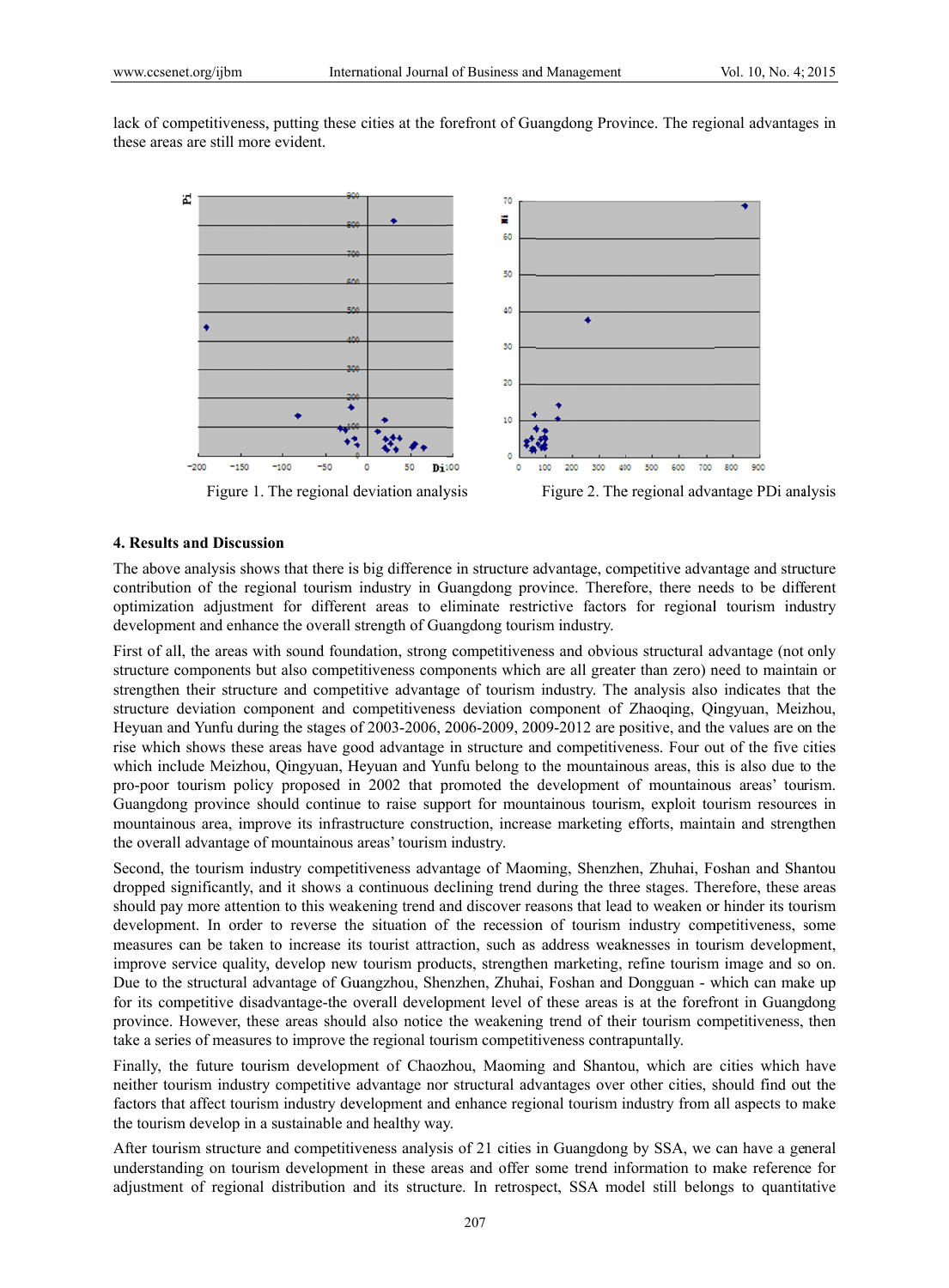lack of competitiveness, putting these cities at the forefront of Guangdong Province. The regional advantages in these areas are still more evident.

Figure 1. The regional deviation analysis

Figure 2. The regional advantage PDi analysis

## 4. Results and Discussion

The above analysis shows that there is big difference in structure advantage, competitive advantage and structure contribution of the regional tourism industry in Guangdong province. Therefore, there needs to be different optimization adjustment for different areas to eliminate restrictive factors for regional tourism industry development and enhance the overall strength of Guangdong tourism industry.

First of all, the areas with sound foundation, strong competitiveness and obvious structural advantage (not only structure components but also competitiveness components which are all greater than zero) need to maintain or strengthen their structure and competitive advantage of tourism industry. The analysis also indicates that the structure deviation component and competitiveness deviation component of Zhaoqing, Qingyuan, Meizhou, Heyuan and Yunfu during the stages of 2003-2006, 2006-2009, 2009-2012 are positive, and the values are on the rise which shows these areas have good advantage in structure and competitiveness. Four out of the five cities which include Meizhou, Qingyuan, Heyuan and Yunfu belong to the mountainous areas, this is also due to the pro-poor tourism policy proposed in 2002 that promoted the development of mountainous areas' tourism. Guangdong province should continue to raise support for mountainous tourism, exploit tourism resources in mountainous area, improve its infrastructure construction, increase marketing efforts, maintain and strengthen the overall advantage of mountainous areas' tourism industry.

Second, the tourism industry competitiveness advantage of Maoming, Shenzhen, Zhuhai, Foshan and Shantou dropped significantly, and it shows a continuous declining trend during the three stages. Therefore, these areas should pay more attention to this weakening trend and discover reasons that lead to weaken or hinder its tourism development. In order to reverse the situation of the recession of tourism industry competitiveness, some measures can be taken to increase its tourist attraction, such as address weaknesses in tourism development, improve service quality, develop new tourism products, strengthen marketing, refine tourism image and so on. Due to the structural advantage of Guangzhou, Shenzhen, Zhuhai, Foshan and Dongguan - which can make up for its competitive disadvantage-the overall development level of these areas is at the forefront in Guangdong province. However, these areas should also notice the weakening trend of their tourism competitiveness, then take a series of measures to improve the regional tourism competitiveness contrapuntally.

Finally, the future tourism development of Chaozhou, Maoming and Shantou, which are cities which have neither tourism industry competitive advantage nor structural advantages over other cities, should find out the factors that affect tourism industry development and enhance regional tourism industry from all aspects to make the tourism develop in a sustainable and healthy way.

After tourism structure and competitiveness analysis of 21 cities in Guangdong by SSA, we can have a general understanding on tourism development in these areas and offer some trend information to make reference for adjustment of regional distribution and its structure. In retrospect, SSA model still belongs to quantitative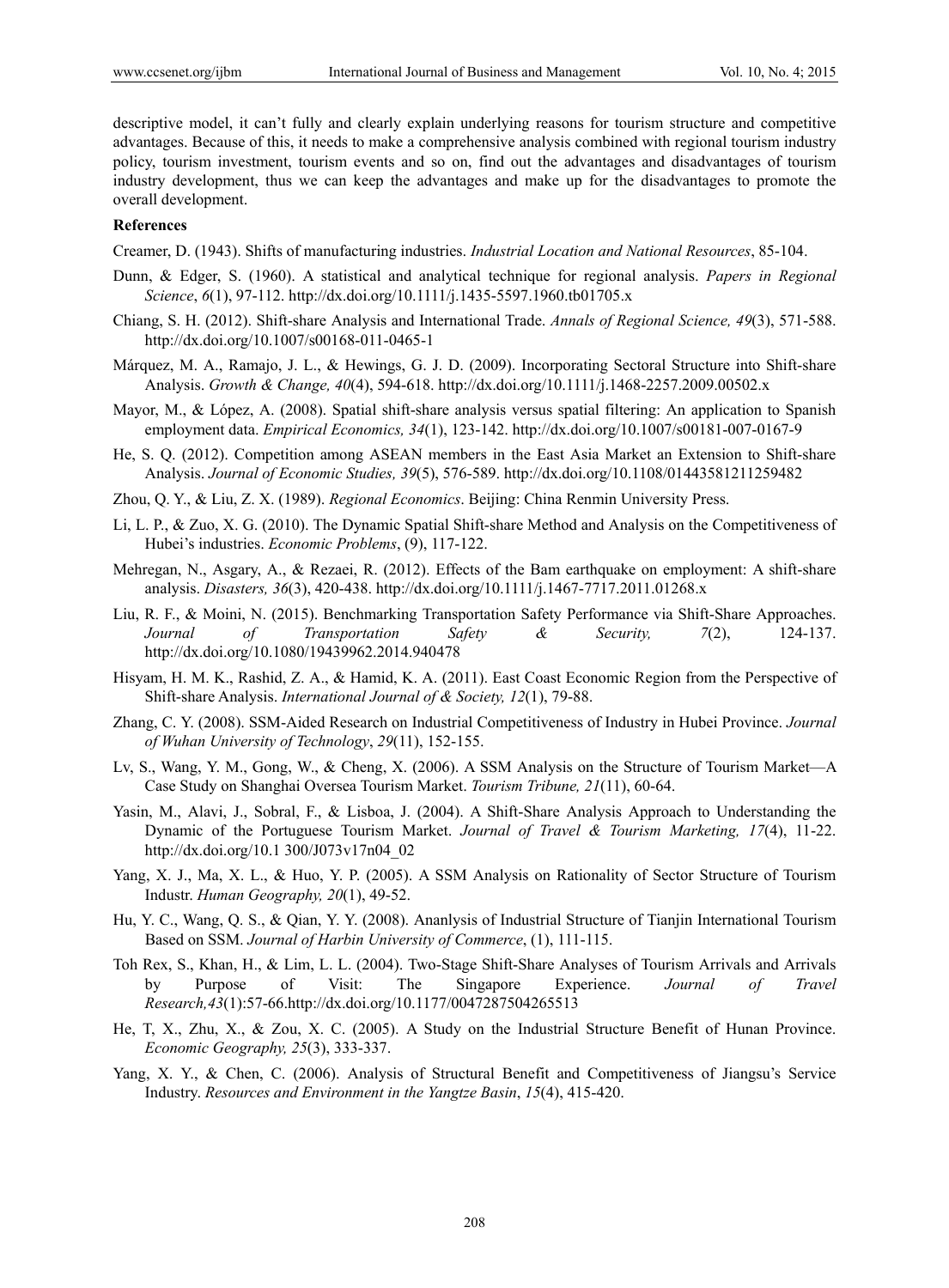descriptive model, it can't fully and clearly explain underlying reasons for tourism structure and competitive advantages. Because of this, it needs to make a comprehensive analysis combined with regional tourism industry policy, tourism investment, tourism events and so on, find out the advantages and disadvantages of tourism industry development, thus we can keep the advantages and make up for the disadvantages to promote the overall development.

**References**

Creamer, D. (1943). Shifts of manufacturing industries. *Industrial Location and National Resources*, 85-104.

Dunn, & Edger, S. (1960). A statistical and analytical technique for regional analysis. *Papers in Regional Science*, *6*(1), 97-112. http://dx.doi.org/10.1111/j.1435-5597.1960.tb01705.x

Chiang, S. H. (2012). Shift-share Analysis and International Trade. *Annals of Regional Science, 49*(3), 571-588. http://dx.doi.org/10.1007/s00168-011-0465-1

Márquez, M. A., Ramajo, J. L., & Hewings, G. J. D. (2009). Incorporating Sectoral Structure into Shift-share Analysis. *Growth & Change, 40*(4), 594-618. http://dx.doi.org/10.1111/j.1468-2257.2009.00502.x

Mayor, M., & López, A. (2008). Spatial shift-share analysis versus spatial filtering: An application to Spanish employment data. *Empirical Economics, 34*(1), 123-142. http://dx.doi.org/10.1007/s00181-007-0167-9

He, S. Q. (2012). Competition among ASEAN members in the East Asia Market an Extension to Shift-share Analysis. *Journal of Economic Studies, 39*(5), 576-589. http://dx.doi.org/10.1108/01443581211259482

Zhou, Q. Y., & Liu, Z. X. (1989). *Regional Economics*. Beijing: China Renmin University Press.

Li, L. P., & Zuo, X. G. (2010). The Dynamic Spatial Shift-share Method and Analysis on the Competitiveness of Hubei's industries. *Economic Problems*, (9), 117-122.

Mehregan, N., Asgary, A., & Rezaei, R. (2012). Effects of the Bam earthquake on employment: A shift-share analysis. *Disasters, 36*(3), 420-438. http://dx.doi.org/10.1111/j.1467-7717.2011.01268.x

Liu, R. F., & Moini, N. (2015). Benchmarking Transportation Safety Performance via Shift-Share Approaches. *Journal of Transportation Safety & Security, 7*(2), 124-137. http://dx.doi.org/10.1080/19439962.2014.940478

Hisyam, H. M. K., Rashid, Z. A., & Hamid, K. A. (2011). East Coast Economic Region from the Perspective of Shift-share Analysis. *International Journal of & Society, 12*(1), 79-88.

Zhang, C. Y. (2008). SSM-Aided Research on Industrial Competitiveness of Industry in Hubei Province. *Journal of Wuhan University of Technology*, *29*(11), 152-155.

Lv, S., Wang, Y. M., Gong, W., & Cheng, X. (2006). A SSM Analysis on the Structure of Tourism Market—A Case Study on Shanghai Oversea Tourism Market. *Tourism Tribune, 21*(11), 60-64.

Yasin, M., Alavi, J., Sobral, F., & Lisboa, J. (2004). A Shift-Share Analysis Approach to Understanding the Dynamic of the Portuguese Tourism Market. *Journal of Travel & Tourism Marketing, 17*(4), 11-22. http://dx.doi.org/10.1 300/J073v17n04_02

Yang, X. J., Ma, X. L., & Huo, Y. P. (2005). A SSM Analysis on Rationality of Sector Structure of Tourism Industr. *Human Geography, 20*(1), 49-52.

Hu, Y. C., Wang, Q. S., & Qian, Y. Y. (2008). Ananlysis of Industrial Structure of Tianjin International Tourism Based on SSM. *Journal of Harbin University of Commerce*, (1), 111-115.

Toh Rex, S., Khan, H., & Lim, L. L. (2004). Two-Stage Shift-Share Analyses of Tourism Arrivals and Arrivals by Purpose of Visit: The Singapore Experience. *Journal of Travel Research,43*(1):57-66.http://dx.doi.org/10.1177/0047287504265513

He, T, X., Zhu, X., & Zou, X. C. (2005). A Study on the Industrial Structure Benefit of Hunan Province. *Economic Geography, 25*(3), 333-337.

Yang, X. Y., & Chen, C. (2006). Analysis of Structural Benefit and Competitiveness of Jiangsu's Service Industry. *Resources and Environment in the Yangtze Basin*, *15*(4), 415-420.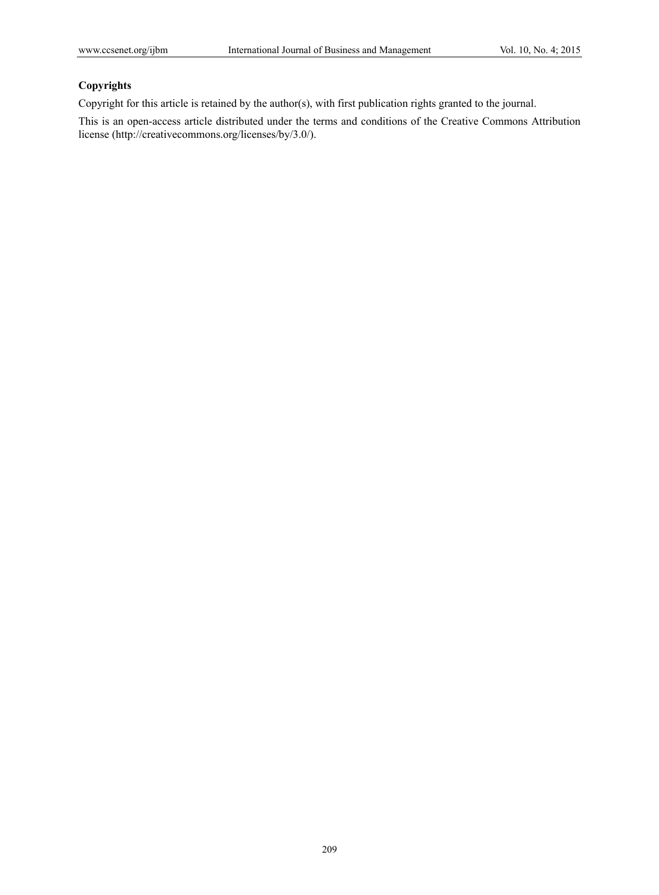**Copyrights**

Copyright for this article is retained by the author(s), with first publication rights granted to the journal.

This is an open-access article distributed under the terms and conditions of the Creative Commons Attribution license (http://creativecommons.org/licenses/by/3.0/).